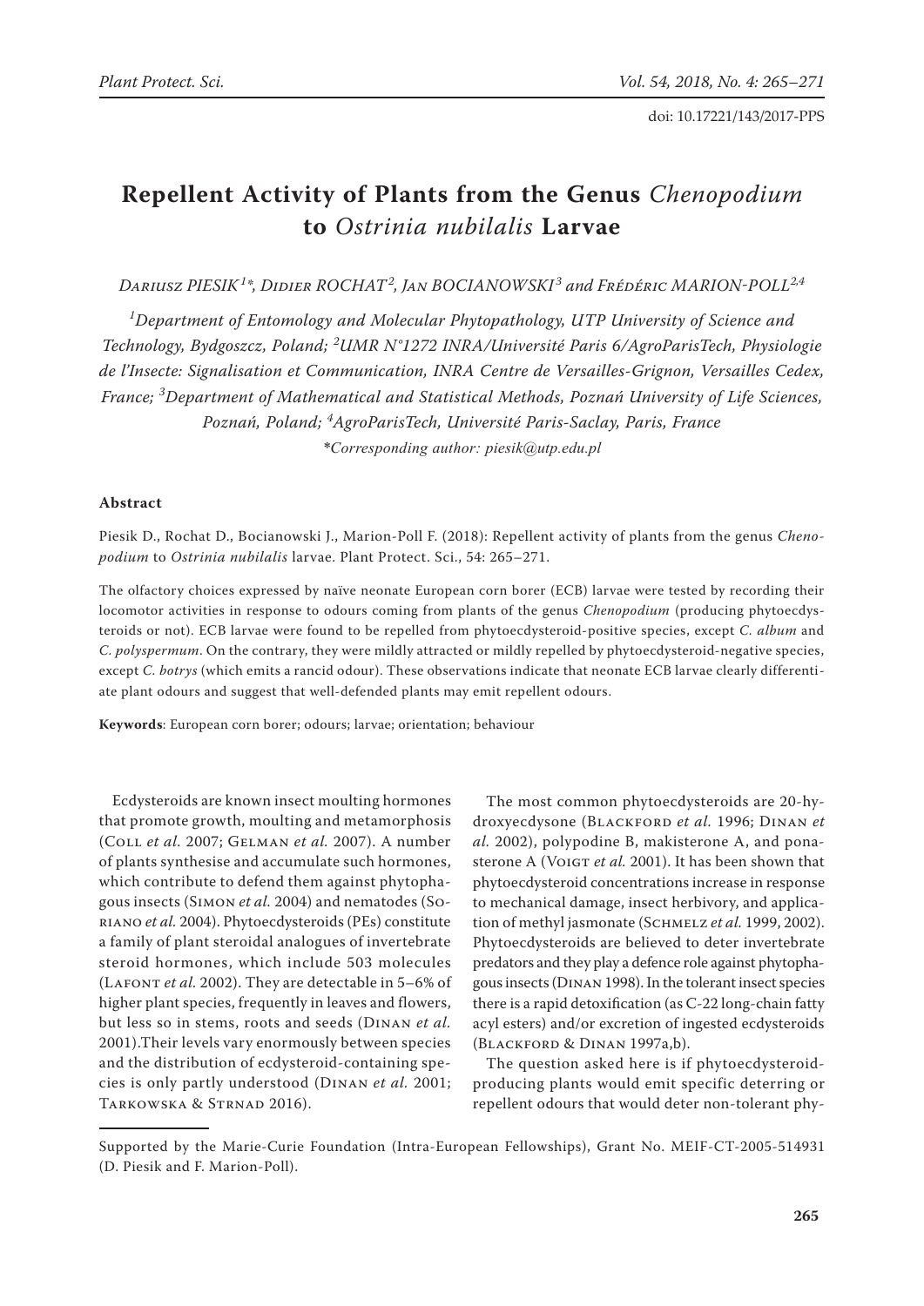doi: 10.17221/143/2017-PPS

# Repellent Activity of Plants from the Genus *Chenopodium* to *Ostrinia nubilalis* Larvae

*Dariusz PIESIK[1*], Didier ROCHAT[2], Jan BOCIANOWSKI[3] and Frédéric MARION-POLL[2,4]*

*[1]Department of Entomology and Molecular Phytopathology, UTP University of Science and Technology, Bydgoszcz, Poland; [2]UMR N°1272 INRA/Université Paris 6/AgroParisTech, Physiologie de l'Insecte: Signalisation et Communication, INRA Centre de Versailles-Grignon, Versailles Cedex, France; [3]Department of Mathematical and Statistical Methods, Poznań University of Life Sciences, Poznań, Poland; [4]AgroParisTech, Université Paris-Saclay, Paris, France*

*\*Corresponding author: piesik@utp.edu.pl*

## Abstract

Piesik D., Rochat D., Bocianowski J., Marion-Poll F. (2018): Repellent activity of plants from the genus *Chenopodium* to *Ostrinia nubilalis* larvae. Plant Protect. Sci., 54: 265–271.

The olfactory choices expressed by naïve neonate European corn borer (ECB) larvae were tested by recording their locomotor activities in response to odours coming from plants of the genus *Chenopodium* (producing phytoecdysteroids or not). ECB larvae were found to be repelled from phytoecdysteroid-positive species, except *C. album* and *C. polyspermum*. On the contrary, they were mildly attracted or mildly repelled by phytoecdysteroid-negative species, except *C. botrys* (which emits a rancid odour). These observations indicate that neonate ECB larvae clearly differentiate plant odours and suggest that well-defended plants may emit repellent odours.

**Keywords**: European corn borer; odours; larvae; orientation; behaviour

Ecdysteroids are known insect moulting hormones that promote growth, moulting and metamorphosis (Coll *et al.* 2007; Gelman *et al.* 2007). A number of plants synthesise and accumulate such hormones, which contribute to defend them against phytophagous insects (Simon *et al.* 2004) and nematodes (Soriano *et al.* 2004). Phytoecdysteroids (PEs) constitute a family of plant steroidal analogues of invertebrate steroid hormones, which include 503 molecules (Lafont *et al.* 2002). They are detectable in 5–6% of higher plant species, frequently in leaves and flowers, but less so in stems, roots and seeds (Dinan *et al.* 2001).Their levels vary enormously between species and the distribution of ecdysteroid-containing species is only partly understood (Dinan *et al.* 2001; Tarkowska & Strnad 2016).

The most common phytoecdysteroids are 20-hydroxyecdysone (Blackford *et al.* 1996; Dinan *et al.* 2002), polypodine B, makisterone A, and ponasterone A (Voigt *et al.* 2001). It has been shown that phytoecdysteroid concentrations increase in response to mechanical damage, insect herbivory, and application of methyl jasmonate (Schmelz *et al.* 1999, 2002). Phytoecdysteroids are believed to deter invertebrate predators and they play a defence role against phytophagous insects (Dinan 1998). In the tolerant insect species there is a rapid detoxification (as C-22 long-chain fatty acyl esters) and/or excretion of ingested ecdysteroids (Blackford & Dinan 1997a,b).

The question asked here is if phytoecdysteroid-producing plants would emit specific deterring or repellent odours that would deter non-tolerant phy-

Supported by the Marie-Curie Foundation (Intra-European Fellowships), Grant No. MEIF-CT-2005-514931 (D. Piesik and F. Marion-Poll).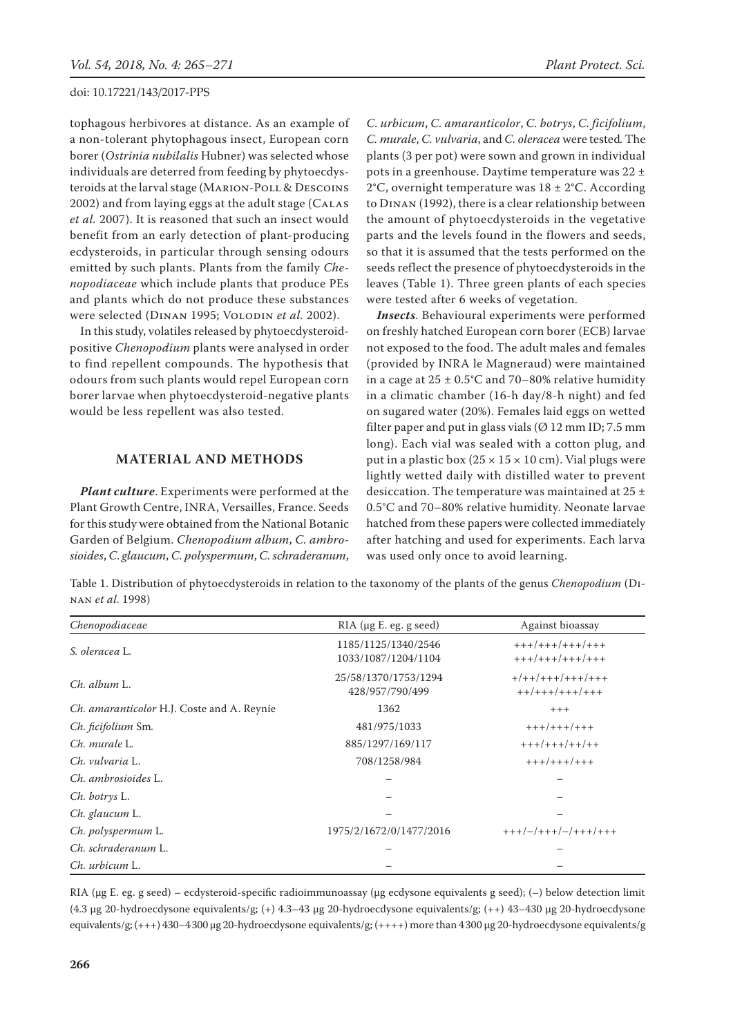tophagous herbivores at distance. As an example of a non-tolerant phytophagous insect, European corn borer (*Ostrinia nubilalis* Hubner) was selected whose individuals are deterred from feeding by phytoecdysteroids at the larval stage (Marion-Poll & Descoins 2002) and from laying eggs at the adult stage (Calas *et al.* 2007). It is reasoned that such an insect would benefit from an early detection of plant-producing ecdysteroids, in particular through sensing odours emitted by such plants. Plants from the family *Chenopodiaceae* which include plants that produce PEs and plants which do not produce these substances were selected (Dinan 1995; Volodin *et al.* 2002).

In this study, volatiles released by phytoecdysteroid-positive *Chenopodium* plants were analysed in order to find repellent compounds. The hypothesis that odours from such plants would repel European corn borer larvae when phytoecdysteroid-negative plants would be less repellent was also tested.

## MATERIAL AND METHODS

***Plant culture***. Experiments were performed at the Plant Growth Centre, INRA, Versailles, France. Seeds for this study were obtained from the National Botanic Garden of Belgium. *Chenopodium album*, *C. ambrosioides*, *C. glaucum*, *C. polyspermum*, *C. schraderanum*, *C. urbicum*, *C. amaranticolor*, *C. botrys*, *C. ficifolium*, *C. murale*, *C. vulvaria*, and *C. oleracea* were tested*.* The plants (3 per pot) were sown and grown in individual pots in a greenhouse. Daytime temperature was 22 ± 2°C, overnight temperature was 18 ± 2°C. According to Dinan (1992), there is a clear relationship between the amount of phytoecdysteroids in the vegetative parts and the levels found in the flowers and seeds, so that it is assumed that the tests performed on the seeds reflect the presence of phytoecdysteroids in the leaves (Table 1). Three green plants of each species were tested after 6 weeks of vegetation.

***Insects***. Behavioural experiments were performed on freshly hatched European corn borer (ECB) larvae not exposed to the food. The adult males and females (provided by INRA le Magneraud) were maintained in a cage at 25 ± 0.5°C and 70–80% relative humidity in a climatic chamber (16-h day/8-h night) and fed on sugared water (20%). Females laid eggs on wetted filter paper and put in glass vials (Ø 12 mm ID; 7.5 mm long). Each vial was sealed with a cotton plug, and put in a plastic box (25 × 15 × 10 cm). Vial plugs were lightly wetted daily with distilled water to prevent desiccation. The temperature was maintained at 25 ± 0.5°C and 70–80% relative humidity. Neonate larvae hatched from these papers were collected immediately after hatching and used for experiments. Each larva was used only once to avoid learning.

Table 1. Distribution of phytoecdysteroids in relation to the taxonomy of the plants of the genus *Chenopodium* (Dinan *et al*. 1998)

| Chenopodiaceae | RIA (μg E. eg. g seed) | Against bioassay |
|---|---|---|
| *S. oleracea* L. | 1185/1125/1340/2546<br>1033/1087/1204/1104 | +++/+++/+++/+++<br>+++/+++/+++/+++ |
| *Ch. album* L. | 25/58/1370/1753/1294<br>428/957/790/499 | +/++/+++/+++/+++<br>++/+++/+++/+++ |
| *Ch. amaranticolor* H.J. Coste and A. Reynie | 1362 | +++ |
| *Ch. ficifolium* Sm. | 481/975/1033 | +++/+++/+++ |
| *Ch. murale* L. | 885/1297/169/117 | +++/+++/++/++ |
| *Ch. vulvaria* L. | 708/1258/984 | +++/+++/+++ |
| *Ch. ambrosioides* L. | – | – |
| *Ch. botrys* L. | – | – |
| *Ch. glaucum* L. | – | – |
| *Ch. polyspermum* L. | 1975/2/1672/0/1477/2016 | +++/–/+++/–/+++/+++ |
| *Ch. schraderanum* L. | – | – |
| *Ch. urbicum* L. | – | – |

RIA (μg E. eg. g seed) – ecdysteroid-specific radioimmunoassay (μg ecdysone equivalents g seed); (–) below detection limit (4.3 μg 20-hydroecdysone equivalents/g; (+) 4.3–43 μg 20-hydroecdysone equivalents/g; (++) 43–430 μg 20-hydroecdysone equivalents/g; (+++) 430–4300 μg 20-hydroecdysone equivalents/g; (++++) more than 4300 μg 20-hydroecdysone equivalents/g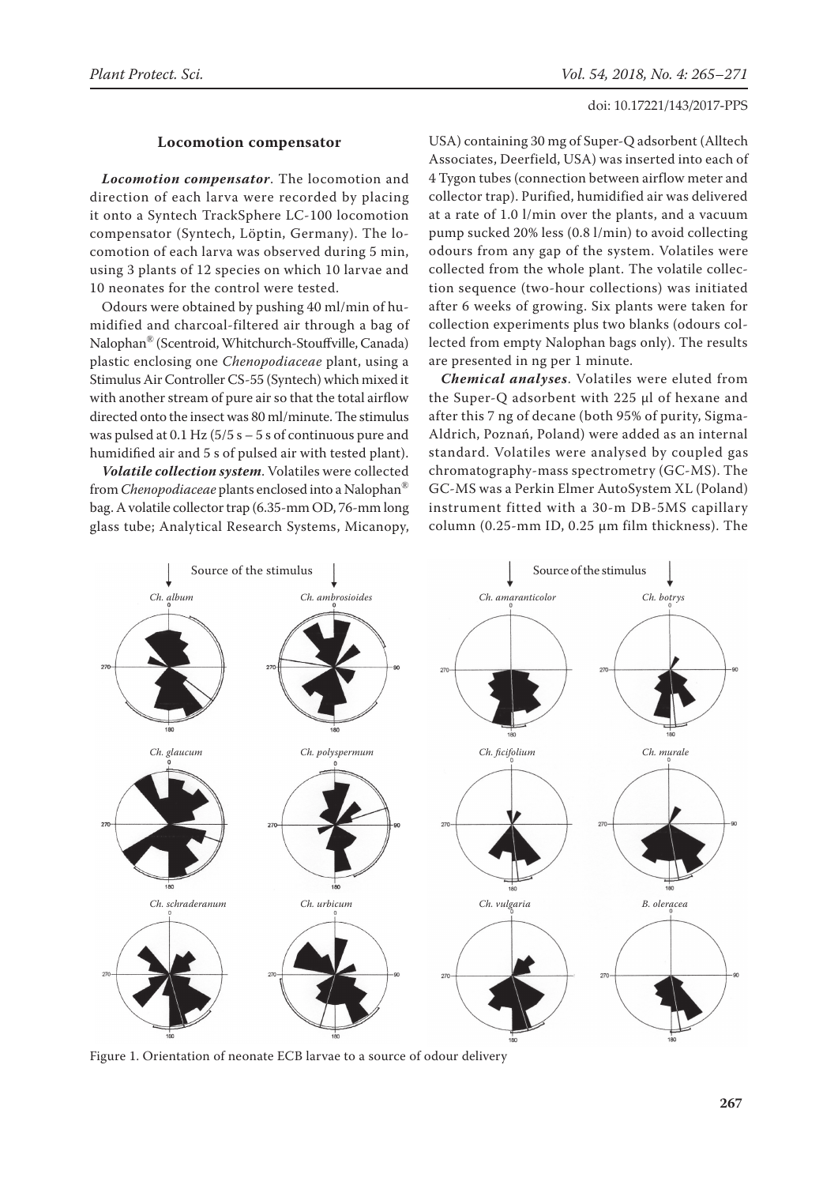### Locomotion compensator

***Locomotion compensator***. The locomotion and direction of each larva were recorded by placing it onto a Syntech TrackSphere LC-100 locomotion compensator (Syntech, Löptin, Germany). The locomotion of each larva was observed during 5 min, using 3 plants of 12 species on which 10 larvae and 10 neonates for the control were tested.

Odours were obtained by pushing 40 ml/min of humidified and charcoal-filtered air through a bag of Nalophan® (Scentroid, Whitchurch-Stouffville, Canada) plastic enclosing one *Chenopodiaceae* plant, using a Stimulus Air Controller CS-55 (Syntech) which mixed it with another stream of pure air so that the total airflow directed onto the insect was 80 ml/minute. The stimulus was pulsed at 0.1 Hz (5/5 s – 5 s of continuous pure and humidified air and 5 s of pulsed air with tested plant).

***Volatile collection system***. Volatiles were collected from *Chenopodiaceae* plants enclosed into a Nalophan® bag. A volatile collector trap (6.35-mm OD, 76-mm long glass tube; Analytical Research Systems, Micanopy, USA) containing 30 mg of Super-Q adsorbent (Alltech Associates, Deerfield, USA) was inserted into each of 4 Tygon tubes (connection between airflow meter and collector trap). Purified, humidified air was delivered at a rate of 1.0 l/min over the plants, and a vacuum pump sucked 20% less (0.8 l/min) to avoid collecting odours from any gap of the system. Volatiles were collected from the whole plant. The volatile collection sequence (two-hour collections) was initiated after 6 weeks of growing. Six plants were taken for collection experiments plus two blanks (odours collected from empty Nalophan bags only). The results are presented in ng per 1 minute.

***Chemical analyses***. Volatiles were eluted from the Super-Q adsorbent with 225 µl of hexane and after this 7 ng of decane (both 95% of purity, Sigma-Aldrich, Poznań, Poland) were added as an internal standard. Volatiles were analysed by coupled gas chromatography-mass spectrometry (GC-MS). The GC-MS was a Perkin Elmer AutoSystem XL (Poland) instrument fitted with a 30-m DB-5MS capillary column (0.25-mm ID, 0.25 µm film thickness). The

Figure 1. Orientation of neonate ECB larvae to a source of odour delivery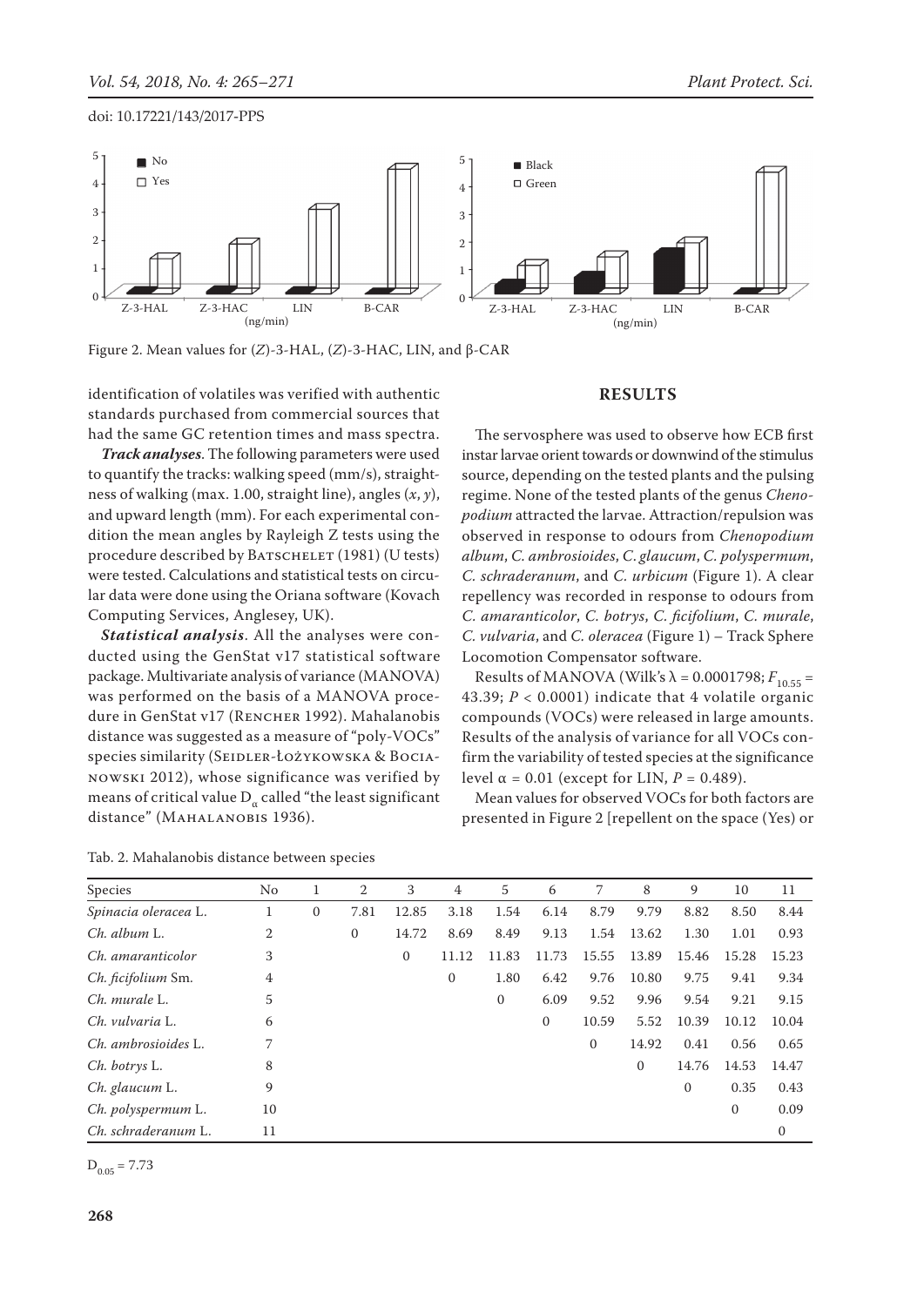Figure 2. Mean values for (*Z*)-3-HAL, (*Z*)-3-HAC, LIN, and β-CAR

identification of volatiles was verified with authentic standards purchased from commercial sources that had the same GC retention times and mass spectra.

***Track analyses***. The following parameters were used to quantify the tracks: walking speed (mm/s), straightness of walking (max. 1.00, straight line), angles ($x$, $y$), and upward length (mm). For each experimental condition the mean angles by Rayleigh Z tests using the procedure described by Batschelet (1981) (U tests) were tested. Calculations and statistical tests on circular data were done using the Oriana software (Kovach Computing Services, Anglesey, UK).

***Statistical analysis***. All the analyses were conducted using the GenStat v17 statistical software package. Multivariate analysis of variance (MANOVA) was performed on the basis of a MANOVA procedure in GenStat v17 (Rencher 1992). Mahalanobis distance was suggested as a measure of "poly-VOCs" species similarity (Seidler-Łożykowska & Bocianowski 2012), whose significance was verified by means of critical value $D_α$ called "the least significant distance" (Mahalanobis 1936).

## RESULTS

The servosphere was used to observe how ECB first instar larvae orient towards or downwind of the stimulus source, depending on the tested plants and the pulsing regime. None of the tested plants of the genus *Chenopodium* attracted the larvae. Attraction/repulsion was observed in response to odours from *Chenopodium album*, *C. ambrosioides*, *C. glaucum*, *C. polyspermum*, *C. schraderanum*, and *C. urbicum* (Figure 1). A clear repellency was recorded in response to odours from *C. amaranticolor*, *C. botrys*, *C. ficifolium*, *C. murale*, *C. vulvaria*, and *C. oleracea* (Figure 1) – Track Sphere Locomotion Compensator software.

Results of MANOVA (Wilk's $λ = 0.0001798$; $F_{10.55} = 43.39$; $P < 0.0001$) indicate that 4 volatile organic compounds (VOCs) were released in large amounts. Results of the analysis of variance for all VOCs confirm the variability of tested species at the significance level $α = 0.01$ (except for LIN, $P = 0.489$).

Mean values for observed VOCs for both factors are presented in Figure 2 [repellent on the space (Yes) or

Tab. 2. Mahalanobis distance between species

| Species | No | 1 | 2 | 3 | 4 | 5 | 6 | 7 | 8 | 9 | 10 | 11 |
|---|---|---|---|---|---|---|---|---|---|---|---|---|
| *Spinacia oleracea* L. | 1 | 0 | 7.81 | 12.85 | 3.18 | 1.54 | 6.14 | 8.79 | 9.79 | 8.82 | 8.50 | 8.44 |
| *Ch. album* L. | 2 | | 0 | 14.72 | 8.69 | 8.49 | 9.13 | 1.54 | 13.62 | 1.30 | 1.01 | 0.93 |
| *Ch. amaranticolor* | 3 | | | 0 | 11.12 | 11.83 | 11.73 | 15.55 | 13.89 | 15.46 | 15.28 | 15.23 |
| *Ch. ficifolium* Sm. | 4 | | | | 0 | 1.80 | 6.42 | 9.76 | 10.80 | 9.75 | 9.41 | 9.34 |
| *Ch. murale* L. | 5 | | | | | 0 | 6.09 | 9.52 | 9.96 | 9.54 | 9.21 | 9.15 |
| *Ch. vulvaria* L. | 6 | | | | | | 0 | 10.59 | 5.52 | 10.39 | 10.12 | 10.04 |
| *Ch. ambrosioides* L. | 7 | | | | | | | 0 | 14.92 | 0.41 | 0.56 | 0.65 |
| *Ch. botrys* L. | 8 | | | | | | | | 0 | 14.76 | 14.53 | 14.47 |
| *Ch. glaucum* L. | 9 | | | | | | | | | 0 | 0.35 | 0.43 |
| *Ch. polyspermum* L. | 10 | | | | | | | | | | 0 | 0.09 |
| *Ch. schraderanum* L. | 11 | | | | | | | | | | | 0 |

$D_{0.05} = 7.73$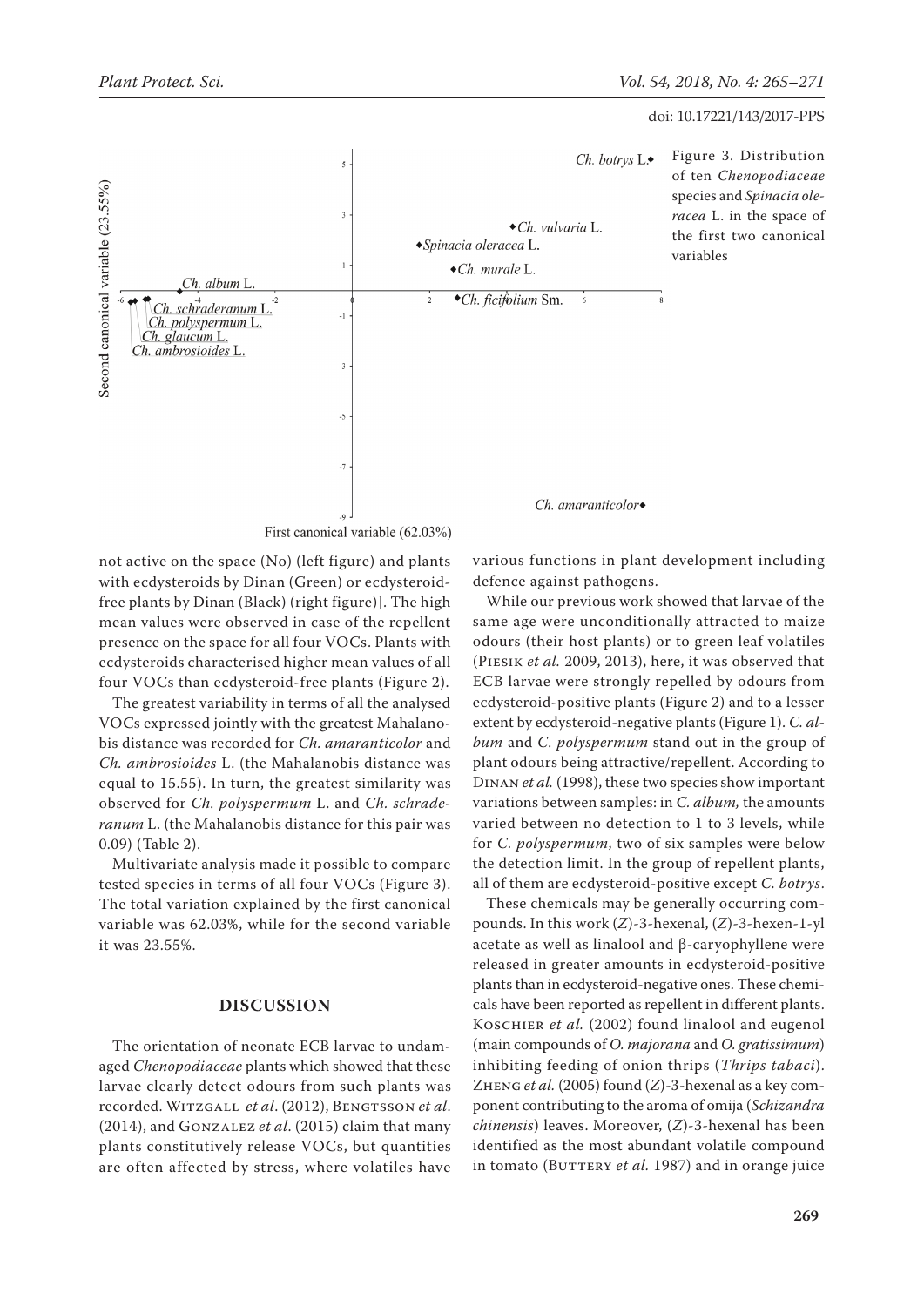Figure 3. Distribution of ten *Chenopodiaceae* species and *Spinacia oleracea* L. in the space of the first two canonical variables

not active on the space (No) (left figure) and plants with ecdysteroids by Dinan (Green) or ecdysteroid-free plants by Dinan (Black) (right figure)]. The high mean values were observed in case of the repellent presence on the space for all four VOCs. Plants with ecdysteroids characterised higher mean values of all four VOCs than ecdysteroid-free plants (Figure 2).

The greatest variability in terms of all the analysed VOCs expressed jointly with the greatest Mahalanobis distance was recorded for *Ch. amaranticolor* and *Ch. ambrosioides* L. (the Mahalanobis distance was equal to 15.55). In turn, the greatest similarity was observed for *Ch. polyspermum* L. and *Ch. schraderanum* L. (the Mahalanobis distance for this pair was 0.09) (Table 2).

Multivariate analysis made it possible to compare tested species in terms of all four VOCs (Figure 3). The total variation explained by the first canonical variable was 62.03%, while for the second variable it was 23.55%.

## DISCUSSION

The orientation of neonate ECB larvae to undamaged *Chenopodiaceae* plants which showed that these larvae clearly detect odours from such plants was recorded. Witzgall *et al*. (2012), Bengtsson *et al*. (2014), and Gonzalez *et al*. (2015) claim that many plants constitutively release VOCs, but quantities are often affected by stress, where volatiles have various functions in plant development including defence against pathogens.

While our previous work showed that larvae of the same age were unconditionally attracted to maize odours (their host plants) or to green leaf volatiles (Piesik *et al.* 2009, 2013), here, it was observed that ECB larvae were strongly repelled by odours from ecdysteroid-positive plants (Figure 2) and to a lesser extent by ecdysteroid-negative plants (Figure 1). *C. album* and *C. polyspermum* stand out in the group of plant odours being attractive/repellent. According to Dinan *et al.* (1998), these two species show important variations between samples: in *C. album,* the amounts varied between no detection to 1 to 3 levels, while for *C. polyspermum*, two of six samples were below the detection limit. In the group of repellent plants, all of them are ecdysteroid-positive except *C. botrys*.

These chemicals may be generally occurring compounds. In this work (*Z*)-3-hexenal, (*Z*)-3-hexen-1-yl acetate as well as linalool and β-caryophyllene were released in greater amounts in ecdysteroid-positive plants than in ecdysteroid-negative ones. These chemicals have been reported as repellent in different plants. Koschier *et al.* (2002) found linalool and eugenol (main compounds of *O. majorana* and *O. gratissimum*) inhibiting feeding of onion thrips (*Thrips tabaci*). Zheng *et al.* (2005) found (*Z*)-3-hexenal as a key component contributing to the aroma of omija (*Schizandra chinensis*) leaves. Moreover, (*Z*)-3-hexenal has been identified as the most abundant volatile compound in tomato (Buttery *et al.* 1987) and in orange juice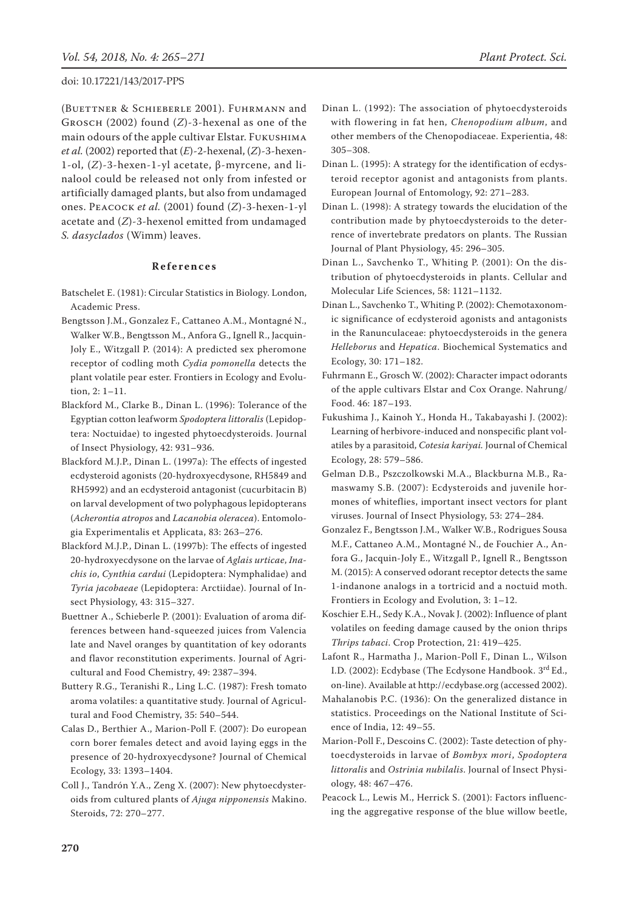(Buettner & Schieberle 2001). Fuhrmann and Grosch (2002) found (*Z*)-3-hexenal as one of the main odours of the apple cultivar Elstar. Fukushima *et al.* (2002) reported that (*E*)-2-hexenal, (*Z*)-3-hexen-1-ol, (*Z*)-3-hexen-1-yl acetate, β-myrcene, and linalool could be released not only from infested or artificially damaged plants, but also from undamaged ones. Peacock *et al.* (2001) found (*Z*)-3-hexen-1-yl acetate and (*Z*)-3-hexenol emitted from undamaged *S. dasyclados* (Wimm) leaves.

## References

Batschelet E. (1981): Circular Statistics in Biology. London, Academic Press.

Bengtsson J.M., Gonzalez F., Cattaneo A.M., Montagné N., Walker W.B., Bengtsson M., Anfora G., Ignell R., Jacquin-Joly E., Witzgall P. (2014): A predicted sex pheromone receptor of codling moth *Cydia pomonella* detects the plant volatile pear ester. Frontiers in Ecology and Evolution, 2: 1–11.

Blackford M., Clarke B., Dinan L. (1996): Tolerance of the Egyptian cotton leafworm *Spodoptera littoralis* (Lepidoptera: Noctuidae) to ingested phytoecdysteroids. Journal of Insect Physiology, 42: 931–936.

Blackford M.J.P., Dinan L. (1997a): The effects of ingested ecdysteroid agonists (20-hydroxyecdysone, RH5849 and RH5992) and an ecdysteroid antagonist (cucurbitacin B) on larval development of two polyphagous lepidopterans (*Acherontia atropos* and *Lacanobia oleracea*). Entomologia Experimentalis et Applicata, 83: 263–276.

Blackford M.J.P., Dinan L. (1997b): The effects of ingested 20-hydroxyecdysone on the larvae of *Aglais urticae*, *Inachis io*, *Cynthia cardui* (Lepidoptera: Nymphalidae) and *Tyria jacobaeae* (Lepidoptera: Arctiidae). Journal of Insect Physiology, 43: 315–327.

Buettner A., Schieberle P. (2001): Evaluation of aroma differences between hand-squeezed juices from Valencia late and Navel oranges by quantitation of key odorants and flavor reconstitution experiments. Journal of Agricultural and Food Chemistry, 49: 2387–394.

Buttery R.G., Teranishi R., Ling L.C. (1987): Fresh tomato aroma volatiles: a quantitative study. Journal of Agricultural and Food Chemistry, 35: 540–544.

Calas D., Berthier A., Marion-Poll F. (2007): Do european corn borer females detect and avoid laying eggs in the presence of 20-hydroxyecdysone? Journal of Chemical Ecology, 33: 1393–1404.

Coll J., Tandrón Y.A., Zeng X. (2007): New phytoecdysteroids from cultured plants of *Ajuga nipponensis* Makino. Steroids, 72: 270–277.

Dinan L. (1992): The association of phytoecdysteroids with flowering in fat hen, *Chenopodium album*, and other members of the Chenopodiaceae. Experientia, 48: 305–308.

Dinan L. (1995): A strategy for the identification of ecdysteroid receptor agonist and antagonists from plants. European Journal of Entomology, 92: 271–283.

Dinan L. (1998): A strategy towards the elucidation of the contribution made by phytoecdysteroids to the deterrence of invertebrate predators on plants. The Russian Journal of Plant Physiology, 45: 296–305.

Dinan L., Savchenko T., Whiting P. (2001): On the distribution of phytoecdysteroids in plants. Cellular and Molecular Life Sciences, 58: 1121–1132.

Dinan L., Savchenko T., Whiting P. (2002): Chemotaxonomic significance of ecdysteroid agonists and antagonists in the Ranunculaceae: phytoecdysteroids in the genera *Helleborus* and *Hepatica*. Biochemical Systematics and Ecology, 30: 171–182.

Fuhrmann E., Grosch W. (2002): Character impact odorants of the apple cultivars Elstar and Cox Orange. Nahrung/Food. 46: 187–193.

Fukushima J., Kainoh Y., Honda H., Takabayashi J. (2002): Learning of herbivore-induced and nonspecific plant volatiles by a parasitoid, *Cotesia kariyai.* Journal of Chemical Ecology, 28: 579–586.

Gelman D.B., Pszczolkowski M.A., Blackburna M.B., Ramaswamy S.B. (2007): Ecdysteroids and juvenile hormones of whiteflies, important insect vectors for plant viruses. Journal of Insect Physiology, 53: 274–284.

Gonzalez F., Bengtsson J.M., Walker W.B., Rodrigues Sousa M.F., Cattaneo A.M., Montagné N., de Fouchier A., Anfora G., Jacquin-Joly E., Witzgall P., Ignell R., Bengtsson M. (2015): A conserved odorant receptor detects the same 1-indanone analogs in a tortricid and a noctuid moth. Frontiers in Ecology and Evolution, 3: 1–12.

Koschier E.H., Sedy K.A., Novak J. (2002): Influence of plant volatiles on feeding damage caused by the onion thrips *Thrips tabaci*. Crop Protection, 21: 419–425.

Lafont R., Harmatha J., Marion-Poll F., Dinan L., Wilson I.D. (2002): Ecdybase (The Ecdysone Handbook. 3rd Ed., on-line). Available at http://ecdybase.org (accessed 2002).

Mahalanobis P.C. (1936): On the generalized distance in statistics. Proceedings on the National Institute of Science of India, 12: 49–55.

Marion-Poll F., Descoins C. (2002): Taste detection of phytoecdysteroids in larvae of *Bombyx mori*, *Spodoptera littoralis* and *Ostrinia nubilalis*. Journal of Insect Physiology, 48: 467–476.

Peacock L., Lewis M., Herrick S. (2001): Factors influencing the aggregative response of the blue willow beetle,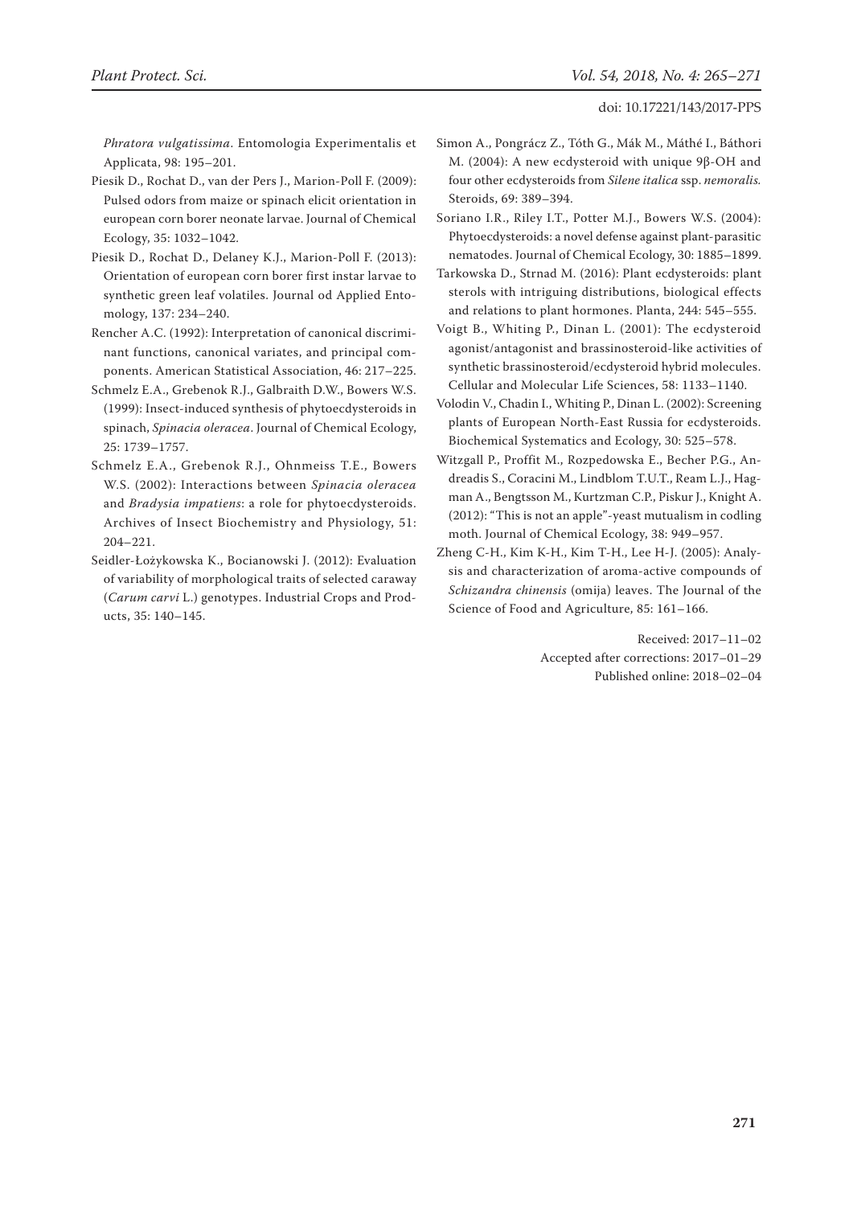*Phratora vulgatissima*. Entomologia Experimentalis et Applicata, 98: 195–201.

Piesik D., Rochat D., van der Pers J., Marion-Poll F. (2009): Pulsed odors from maize or spinach elicit orientation in european corn borer neonate larvae. Journal of Chemical Ecology, 35: 1032–1042.

Piesik D., Rochat D., Delaney K.J., Marion-Poll F. (2013): Orientation of european corn borer first instar larvae to synthetic green leaf volatiles. Journal od Applied Entomology, 137: 234–240.

Rencher A.C. (1992): Interpretation of canonical discriminant functions, canonical variates, and principal components. American Statistical Association, 46: 217–225.

Schmelz E.A., Grebenok R.J., Galbraith D.W., Bowers W.S. (1999): Insect-induced synthesis of phytoecdysteroids in spinach, *Spinacia oleracea*. Journal of Chemical Ecology, 25: 1739–1757.

Schmelz E.A., Grebenok R.J., Ohnmeiss T.E., Bowers W.S. (2002): Interactions between *Spinacia oleracea* and *Bradysia impatiens*: a role for phytoecdysteroids. Archives of Insect Biochemistry and Physiology, 51: 204–221.

Seidler-Łożykowska K., Bocianowski J. (2012): Evaluation of variability of morphological traits of selected caraway (*Carum carvi* L.) genotypes. Industrial Crops and Products, 35: 140–145.

Simon A., Pongrácz Z., Tóth G., Mák M., Máthé I., Báthori M. (2004): A new ecdysteroid with unique 9β-OH and four other ecdysteroids from *Silene italica* ssp. *nemoralis.* Steroids, 69: 389–394.

Soriano I.R., Riley I.T., Potter M.J., Bowers W.S. (2004): Phytoecdysteroids: a novel defense against plant-parasitic nematodes. Journal of Chemical Ecology, 30: 1885–1899.

Tarkowska D., Strnad M. (2016): Plant ecdysteroids: plant sterols with intriguing distributions, biological effects and relations to plant hormones. Planta, 244: 545–555.

Voigt B., Whiting P., Dinan L. (2001): The ecdysteroid agonist/antagonist and brassinosteroid-like activities of synthetic brassinosteroid/ecdysteroid hybrid molecules. Cellular and Molecular Life Sciences, 58: 1133–1140.

Volodin V., Chadin I., Whiting P., Dinan L. (2002): Screening plants of European North-East Russia for ecdysteroids. Biochemical Systematics and Ecology, 30: 525–578.

Witzgall P., Proffit M., Rozpedowska E., Becher P.G., Andreadis S., Coracini M., Lindblom T.U.T., Ream L.J., Hagman A., Bengtsson M., Kurtzman C.P., Piskur J., Knight A. (2012): "This is not an apple"-yeast mutualism in codling moth. Journal of Chemical Ecology, 38: 949–957.

Zheng C-H., Kim K-H., Kim T-H., Lee H-J. (2005): Analysis and characterization of aroma-active compounds of *Schizandra chinensis* (omija) leaves. The Journal of the Science of Food and Agriculture, 85: 161–166.

Received: 2017–11–02
Accepted after corrections: 2017–01–29
Published online: 2018–02–04